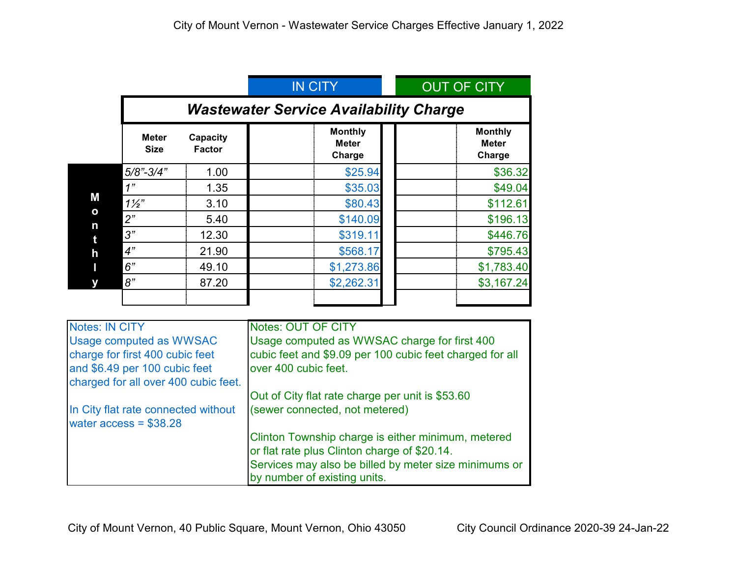# City of Mount Vernon - Wastewater Service Charges Effective January 1, 2022

## Wastewater Service Availability Charge

| | Meter Size | Capacity Factor | IN CITY Monthly Meter Charge | OUT OF CITY Monthly Meter Charge |
|---|---|---|---|---|
| Monthly | *5/8"-3/4"* | 1.00 | $25.94 | $36.32 |
| | *1"* | 1.35 | $35.03 | $49.04 |
| | *1½"* | 3.10 | $80.43 | $112.61 |
| | *2"* | 5.40 | $140.09 | $196.13 |
| | *3"* | 12.30 | $319.11 | $446.76 |
| | *4"* | 21.90 | $568.17 | $795.43 |
| | *6"* | 49.10 | $1,273.86 | $1,783.40 |
| | *8"* | 87.20 | $2,262.31 | $3,167.24 |

**Notes: IN CITY**

Usage computed as WWSAC charge for first 400 cubic feet and $6.49 per 100 cubic feet charged for all over 400 cubic feet.

In City flat rate connected without water access = $38.28

**Notes: OUT OF CITY**

Usage computed as WWSAC charge for first 400 cubic feet and $9.09 per 100 cubic feet charged for all over 400 cubic feet.

Out of City flat rate charge per unit is $53.60 (sewer connected, not metered)

Clinton Township charge is either minimum, metered or flat rate plus Clinton charge of $20.14.
Services may also be billed by meter size minimums or by number of existing units.

City of Mount Vernon, 40 Public Square, Mount Vernon, Ohio 43050 — City Council Ordinance 2020-39 24-Jan-22